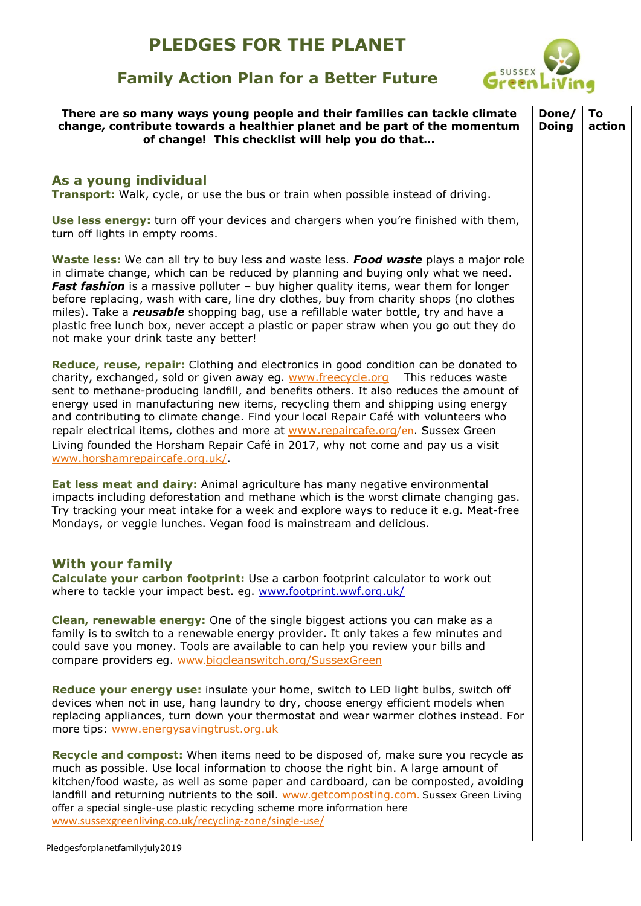# PLEDGES FOR THE PLANET

## Family Action Plan for a Better Future

| There are so many ways young people and their families can tackle climate change, contribute towards a healthier planet and be part of the momentum of change! This checklist will help you do that… | Done/ Doing | To action |
|---|---|---|
| **As a young individual** | | |
| **Transport:** Walk, cycle, or use the bus or train when possible instead of driving. | | |
| **Use less energy:** turn off your devices and chargers when you're finished with them, turn off lights in empty rooms. | | |
| **Waste less:** We can all try to buy less and waste less. ***Food waste*** plays a major role in climate change, which can be reduced by planning and buying only what we need. ***Fast fashion*** is a massive polluter – buy higher quality items, wear them for longer before replacing, wash with care, line dry clothes, buy from charity shops (no clothes miles). Take a ***reusable*** shopping bag, use a refillable water bottle, try and have a plastic free lunch box, never accept a plastic or paper straw when you go out they do not make your drink taste any better! | | |
| **Reduce, reuse, repair:** Clothing and electronics in good condition can be donated to charity, exchanged, sold or given away eg. www.freecycle.org This reduces waste sent to methane-producing landfill, and benefits others. It also reduces the amount of energy used in manufacturing new items, recycling them and shipping using energy and contributing to climate change. Find your local Repair Café with volunteers who repair electrical items, clothes and more at www.repaircafe.org/en. Sussex Green Living founded the Horsham Repair Café in 2017, why not come and pay us a visit www.horshamrepaircafe.org.uk/. | | |
| **Eat less meat and dairy:** Animal agriculture has many negative environmental impacts including deforestation and methane which is the worst climate changing gas. Try tracking your meat intake for a week and explore ways to reduce it e.g. Meat-free Mondays, or veggie lunches. Vegan food is mainstream and delicious. | | |
| **With your family** | | |
| **Calculate your carbon footprint:** Use a carbon footprint calculator to work out where to tackle your impact best. eg. www.footprint.wwf.org.uk/ | | |
| **Clean, renewable energy:** One of the single biggest actions you can make as a family is to switch to a renewable energy provider. It only takes a few minutes and could save you money. Tools are available to can help you review your bills and compare providers eg. www.bigcleanswitch.org/SussexGreen | | |
| **Reduce your energy use:** insulate your home, switch to LED light bulbs, switch off devices when not in use, hang laundry to dry, choose energy efficient models when replacing appliances, turn down your thermostat and wear warmer clothes instead. For more tips: www.energysavingtrust.org.uk | | |
| **Recycle and compost:** When items need to be disposed of, make sure you recycle as much as possible. Use local information to choose the right bin. A large amount of kitchen/food waste, as well as some paper and cardboard, can be composted, avoiding landfill and returning nutrients to the soil. www.getcomposting.com. Sussex Green Living offer a special single-use plastic recycling scheme more information here www.sussexgreenliving.co.uk/recycling-zone/single-use/ | | |

Pledgesforplanetfamilyjuly2019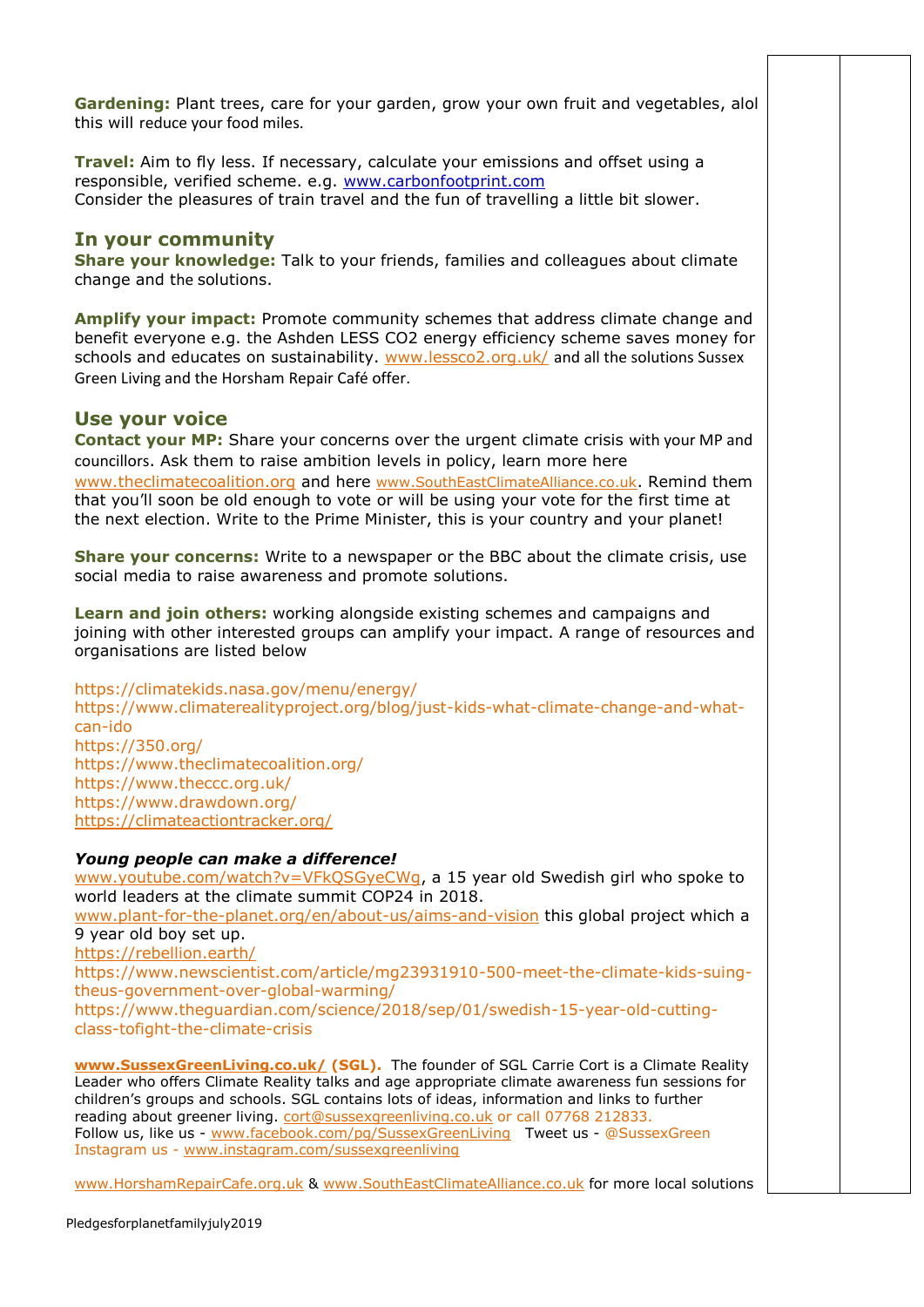**Gardening:** Plant trees, care for your garden, grow your own fruit and vegetables, alol this will reduce your food miles.

**Travel:** Aim to fly less. If necessary, calculate your emissions and offset using a responsible, verified scheme. e.g. www.carbonfootprint.com
Consider the pleasures of train travel and the fun of travelling a little bit slower.

## In your community

**Share your knowledge:** Talk to your friends, families and colleagues about climate change and the solutions.

**Amplify your impact:** Promote community schemes that address climate change and benefit everyone e.g. the Ashden LESS CO2 energy efficiency scheme saves money for schools and educates on sustainability. www.lessco2.org.uk/ and all the solutions Sussex Green Living and the Horsham Repair Café offer.

## Use your voice

**Contact your MP:** Share your concerns over the urgent climate crisis with your MP and councillors. Ask them to raise ambition levels in policy, learn more here www.theclimatecoalition.org and here www.SouthEastClimateAlliance.co.uk. Remind them that you'll soon be old enough to vote or will be using your vote for the first time at the next election. Write to the Prime Minister, this is your country and your planet!

**Share your concerns:** Write to a newspaper or the BBC about the climate crisis, use social media to raise awareness and promote solutions.

**Learn and join others:** working alongside existing schemes and campaigns and joining with other interested groups can amplify your impact. A range of resources and organisations are listed below

https://climatekids.nasa.gov/menu/energy/
https://www.climaterealityproject.org/blog/just-kids-what-climate-change-and-what-can-ido
https://350.org/
https://www.theclimatecoalition.org/
https://www.theccc.org.uk/
https://www.drawdown.org/
https://climateactiontracker.org/

***Young people can make a difference!***
www.youtube.com/watch?v=VFkQSGyeCWg, a 15 year old Swedish girl who spoke to world leaders at the climate summit COP24 in 2018.
www.plant-for-the-planet.org/en/about-us/aims-and-vision this global project which a 9 year old boy set up.
https://rebellion.earth/
https://www.newscientist.com/article/mg23931910-500-meet-the-climate-kids-suing-theus-government-over-global-warming/
https://www.theguardian.com/science/2018/sep/01/swedish-15-year-old-cutting-class-tofight-the-climate-crisis

**www.SussexGreenLiving.co.uk/ (SGL).** The founder of SGL Carrie Cort is a Climate Reality Leader who offers Climate Reality talks and age appropriate climate awareness fun sessions for children's groups and schools. SGL contains lots of ideas, information and links to further reading about greener living. cort@sussexgreenliving.co.uk or call 07768 212833.
Follow us, like us - www.facebook.com/pg/SussexGreenLiving Tweet us - @SussexGreen
Instagram us - www.instagram.com/sussexgreenliving

www.HorshamRepairCafe.org.uk & www.SouthEastClimateAlliance.co.uk for more local solutions

| | |
|---|---|
| | |

Pledgesforplanetfamilyjuly2019